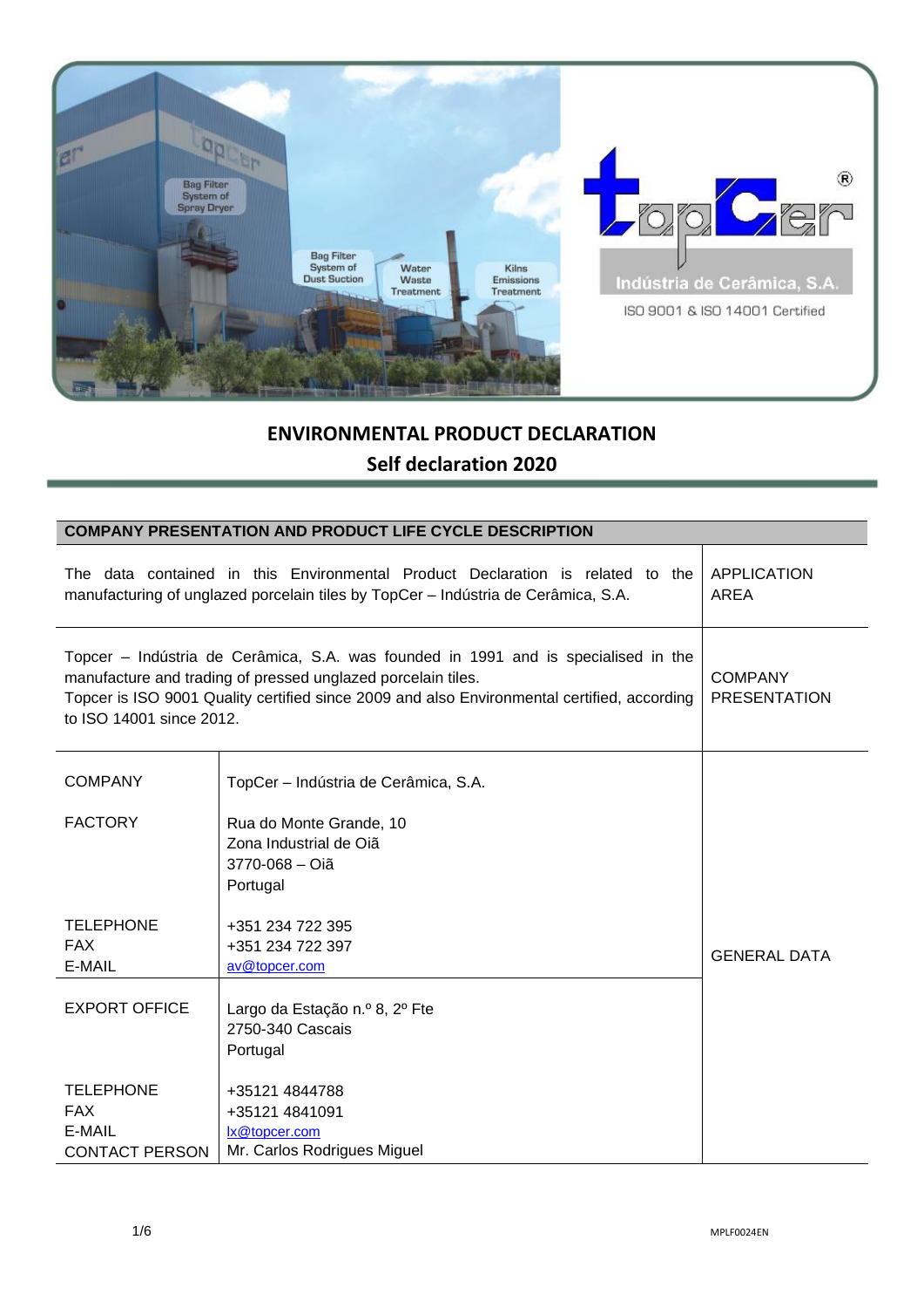# ENVIRONMENTAL PRODUCT DECLARATION

## Self declaration 2020

| COMPANY PRESENTATION AND PRODUCT LIFE CYCLE DESCRIPTION | | |
|---|---|---|
| The data contained in this Environmental Product Declaration is related to the manufacturing of unglazed porcelain tiles by TopCer – Indústria de Cerâmica, S.A. | | APPLICATION AREA |
| Topcer – Indústria de Cerâmica, S.A. was founded in 1991 and is specialised in the manufacture and trading of pressed unglazed porcelain tiles. Topcer is ISO 9001 Quality certified since 2009 and also Environmental certified, according to ISO 14001 since 2012. | | COMPANY PRESENTATION |
| COMPANY | TopCer – Indústria de Cerâmica, S.A. | GENERAL DATA |
| FACTORY | Rua do Monte Grande, 10<br>Zona Industrial de Oiã<br>3770-068 – Oiã<br>Portugal | |
| TELEPHONE<br>FAX<br>E-MAIL | +351 234 722 395<br>+351 234 722 397<br>av@topcer.com | |
| EXPORT OFFICE | Largo da Estação n.º 8, 2º Fte<br>2750-340 Cascais<br>Portugal | |
| TELEPHONE<br>FAX<br>E-MAIL<br>CONTACT PERSON | +35121 4844788<br>+35121 4841091<br>lx@topcer.com<br>Mr. Carlos Rodrigues Miguel | |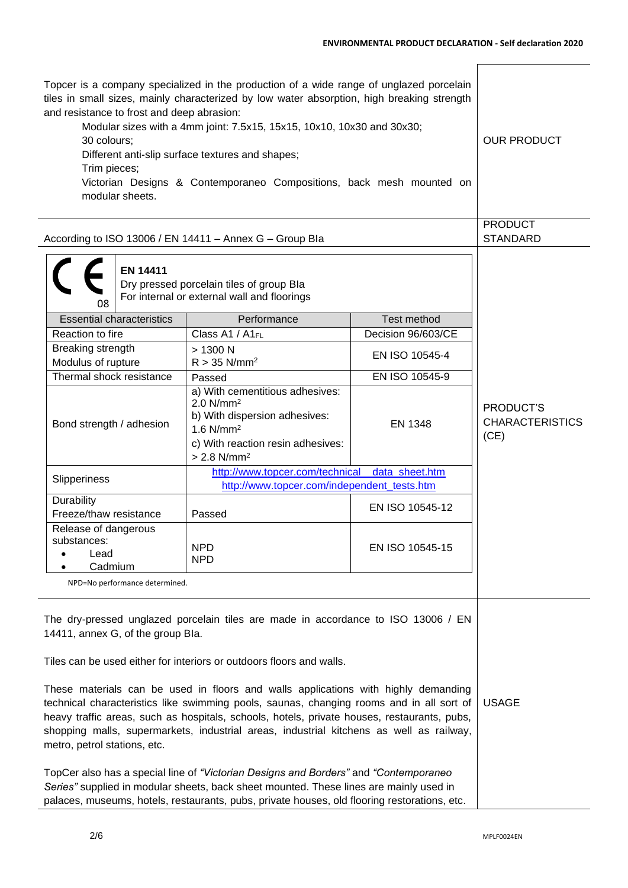| | |
|---|---|
| Topcer is a company specialized in the production of a wide range of unglazed porcelain tiles in small sizes, mainly characterized by low water absorption, high breaking strength and resistance to frost and deep abrasion:<br>Modular sizes with a 4mm joint: 7.5x15, 15x15, 10x10, 10x30 and 30x30;<br>30 colours;<br>Different anti-slip surface textures and shapes;<br>Trim pieces;<br>Victorian Designs & Contemporaneo Compositions, back mesh mounted on modular sheets. | OUR PRODUCT |
| According to ISO 13006 / EN 14411 – Annex G – Group BIa | PRODUCT STANDARD |

**PRODUCT'S CHARACTERISTICS (CE)**

CE 08

**EN 14411**
Dry pressed porcelain tiles of group BIa
For internal or external wall and floorings

| Essential characteristics | Performance | Test method |
|---|---|---|
| Reaction to fire | Class A1 / A1$_{FL}$ | Decision 96/603/CE |
| Breaking strength<br>Modulus of rupture | > 1300 N<br>R > 35 N/mm$^2$ | EN ISO 10545-4 |
| Thermal shock resistance | Passed | EN ISO 10545-9 |
| Bond strength / adhesion | a) With cementitious adhesives: 2.0 N/mm$^2$<br>b) With dispersion adhesives: 1.6 N/mm$^2$<br>c) With reaction resin adhesives: > 2.8 N/mm$^2$ | EN 1348 |
| Slipperiness | http://www.topcer.com/technical_data_sheet.htm<br>http://www.topcer.com/independent_tests.htm | |
| Durability<br>Freeze/thaw resistance | Passed | EN ISO 10545-12 |
| Release of dangerous substances:<br>• Lead<br>• Cadmium | NPD<br>NPD | EN ISO 10545-15 |

NPD=No performance determined.

**USAGE**

The dry-pressed unglazed porcelain tiles are made in accordance to ISO 13006 / EN 14411, annex G, of the group BIa.

Tiles can be used either for interiors or outdoors floors and walls.

These materials can be used in floors and walls applications with highly demanding technical characteristics like swimming pools, saunas, changing rooms and in all sort of heavy traffic areas, such as hospitals, schools, hotels, private houses, restaurants, pubs, shopping malls, supermarkets, industrial areas, industrial kitchens as well as railway, metro, petrol stations, etc.

TopCer also has a special line of *"Victorian Designs and Borders"* and *"Contemporaneo Series"* supplied in modular sheets, back sheet mounted. These lines are mainly used in palaces, museums, hotels, restaurants, pubs, private houses, old flooring restorations, etc.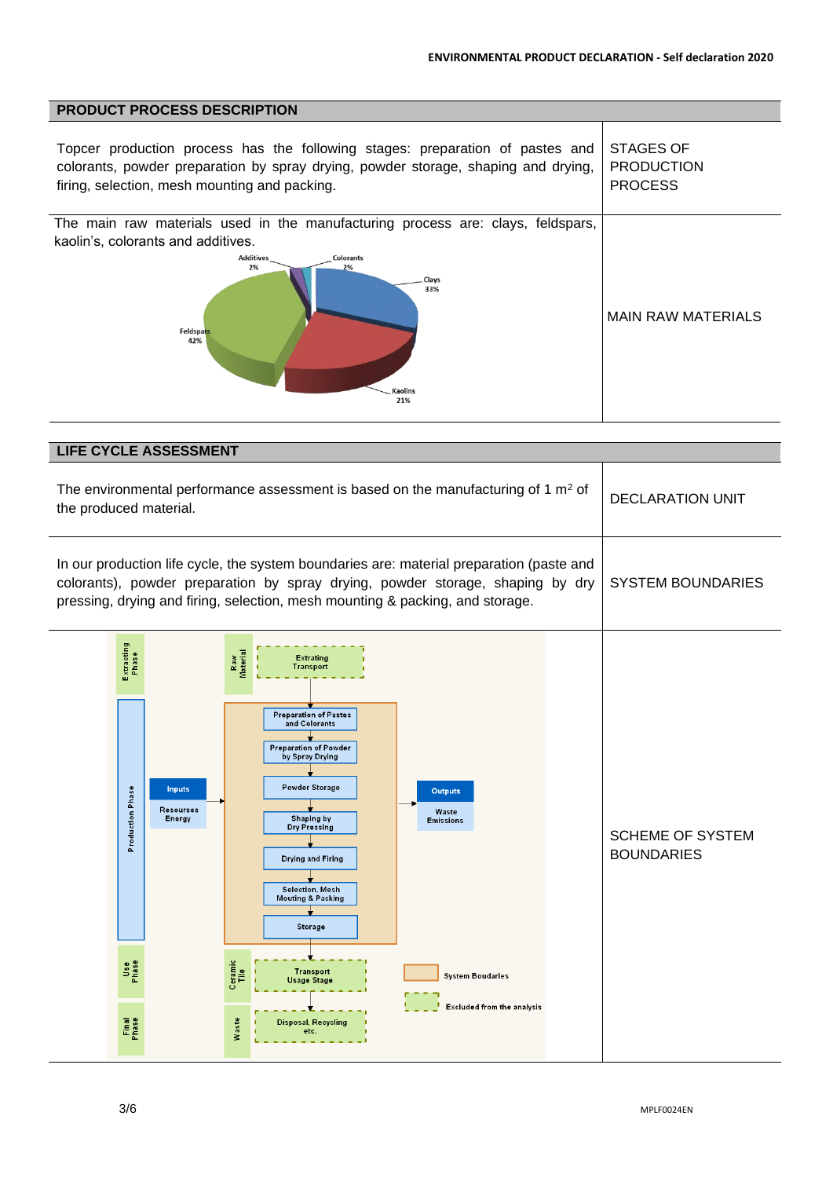## PRODUCT PROCESS DESCRIPTION

| | |
|---|---|
| Topcer production process has the following stages: preparation of pastes and colorants, powder preparation by spray drying, powder storage, shaping and drying, firing, selection, mesh mounting and packing. | STAGES OF PRODUCTION PROCESS |
| The main raw materials used in the manufacturing process are: clays, feldspars, kaolin's, colorants and additives. | MAIN RAW MATERIALS |

Additives 2%
Colorants 2%
Clays 33%
Feldspars 42%
Kaolins 21%

## LIFE CYCLE ASSESSMENT

| | |
|---|---|
| The environmental performance assessment is based on the manufacturing of 1 m² of the produced material. | DECLARATION UNIT |
| In our production life cycle, the system boundaries are: material preparation (paste and colorants), powder preparation by spray drying, powder storage, shaping by dry pressing, drying and firing, selection, mesh mounting & packing, and storage. | SYSTEM BOUNDARIES |
| | SCHEME OF SYSTEM BOUNDARIES |

Extracting Phase – Raw Material: Extrating Transport

Production Phase:
- Inputs: Resourses, Energy
- Preparation of Pastes and Colorants
- Preparation of Powder by Spray Drying
- Powder Storage
- Shaping by Dry Pressing
- Drying and Firing
- Selection, Mesh Mouting & Packing
- Storage
- Outputs: Waste, Emissions

Use Phase – Ceramic Tile: Transport, Usage Stage

Final Phase – Waste: Disposal, Recycling etc.

System Boudaries

Excluded from the analysis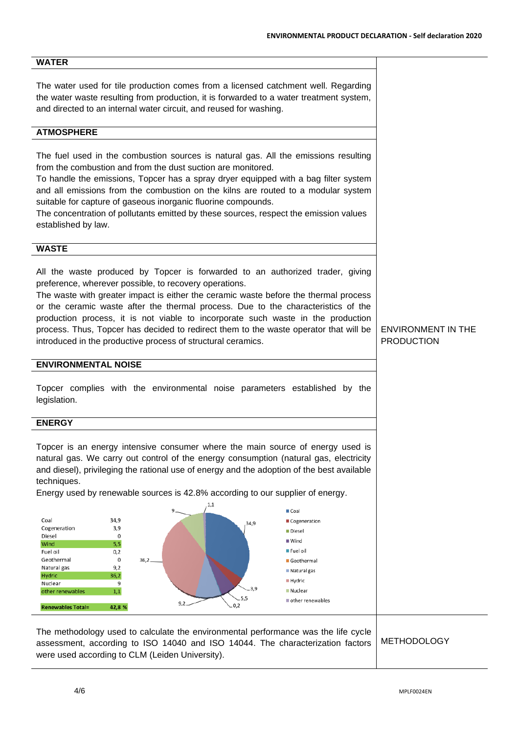## WATER

The water used for tile production comes from a licensed catchment well. Regarding the water waste resulting from production, it is forwarded to a water treatment system, and directed to an internal water circuit, and reused for washing.

## ATMOSPHERE

The fuel used in the combustion sources is natural gas. All the emissions resulting from the combustion and from the dust suction are monitored.
To handle the emissions, Topcer has a spray dryer equipped with a bag filter system and all emissions from the combustion on the kilns are routed to a modular system suitable for capture of gaseous inorganic fluorine compounds.
The concentration of pollutants emitted by these sources, respect the emission values established by law.

## WASTE

All the waste produced by Topcer is forwarded to an authorized trader, giving preference, wherever possible, to recovery operations.
The waste with greater impact is either the ceramic waste before the thermal process or the ceramic waste after the thermal process. Due to the characteristics of the production process, it is not viable to incorporate such waste in the production process. Thus, Topcer has decided to redirect them to the waste operator that will be introduced in the productive process of structural ceramics.

ENVIRONMENT IN THE PRODUCTION

## ENVIRONMENTAL NOISE

Topcer complies with the environmental noise parameters established by the legislation.

## ENERGY

Topcer is an energy intensive consumer where the main source of energy used is natural gas. We carry out control of the energy consumption (natural gas, electricity and diesel), privileging the rational use of energy and the adoption of the best available techniques.
Energy used by renewable sources is 42.8% according to our supplier of energy.

| Source | Value |
|---|---|
| Coal | 34,9 |
| Cogeneration | 3,9 |
| Diesel | 0 |
| Wind | 5,5 |
| Fuel oil | 0,2 |
| Geothermal | 0 |
| Natural gas | 9,2 |
| Hydric | 36,2 |
| Nuclear | 9 |
| other renewables | 1,1 |
| **Renewables Total=** | **42,8 %** |

## METHODOLOGY

The methodology used to calculate the environmental performance was the life cycle assessment, according to ISO 14040 and ISO 14044. The characterization factors were used according to CLM (Leiden University).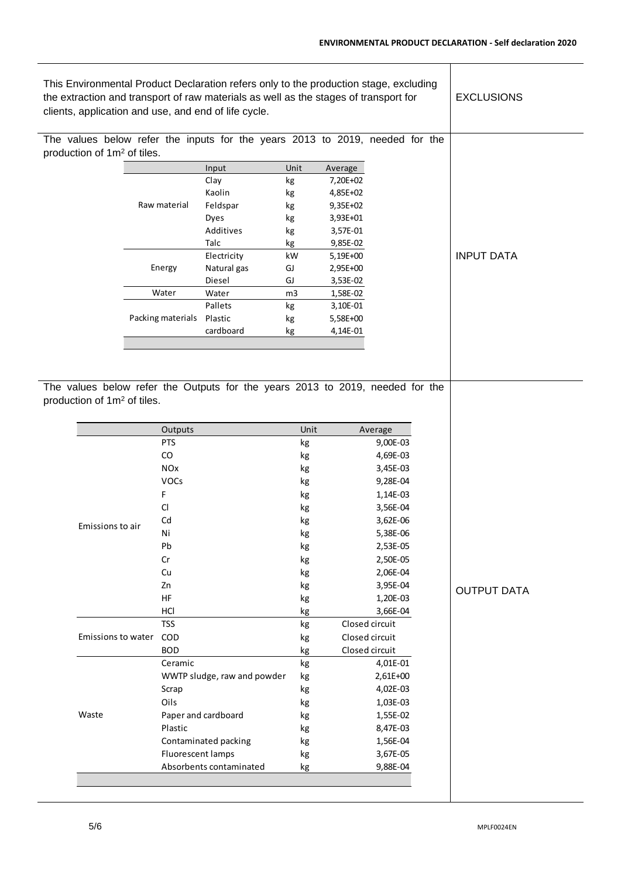This Environmental Product Declaration refers only to the production stage, excluding the extraction and transport of raw materials as well as the stages of transport for clients, application and use, and end of life cycle.

EXCLUSIONS

The values below refer the inputs for the years 2013 to 2019, needed for the production of 1m² of tiles.

| | Input | Unit | Average |
|---|---|---|---|
| Raw material | Clay | kg | 7,20E+02 |
| | Kaolin | kg | 4,85E+02 |
| | Feldspar | kg | 9,35E+02 |
| | Dyes | kg | 3,93E+01 |
| | Additives | kg | 3,57E-01 |
| | Talc | kg | 9,85E-02 |
| Energy | Electricity | kW | 5,19E+00 |
| | Natural gas | GJ | 2,95E+00 |
| | Diesel | GJ | 3,53E-02 |
| Water | Water | m3 | 1,58E-02 |
| Packing materials | Pallets | kg | 3,10E-01 |
| | Plastic | kg | 5,58E+00 |
| | cardboard | kg | 4,14E-01 |

INPUT DATA

The values below refer the Outputs for the years 2013 to 2019, needed for the production of 1m² of tiles.

| | Outputs | Unit | Average |
|---|---|---|---|
| Emissions to air | PTS | kg | 9,00E-03 |
| | CO | kg | 4,69E-03 |
| | NOx | kg | 3,45E-03 |
| | VOCs | kg | 9,28E-04 |
| | F | kg | 1,14E-03 |
| | Cl | kg | 3,56E-04 |
| | Cd | kg | 3,62E-06 |
| | Ni | kg | 5,38E-06 |
| | Pb | kg | 2,53E-05 |
| | Cr | kg | 2,50E-05 |
| | Cu | kg | 2,06E-04 |
| | Zn | kg | 3,95E-04 |
| | HF | kg | 1,20E-03 |
| | HCl | kg | 3,66E-04 |
| Emissions to water | TSS | kg | Closed circuit |
| | COD | kg | Closed circuit |
| | BOD | kg | Closed circuit |
| Waste | Ceramic | kg | 4,01E-01 |
| | WWTP sludge, raw and powder | kg | 2,61E+00 |
| | Scrap | kg | 4,02E-03 |
| | Oils | kg | 1,03E-03 |
| | Paper and cardboard | kg | 1,55E-02 |
| | Plastic | kg | 8,47E-03 |
| | Contaminated packing | kg | 1,56E-04 |
| | Fluorescent lamps | kg | 3,67E-05 |
| | Absorbents contaminated | kg | 9,88E-04 |

OUTPUT DATA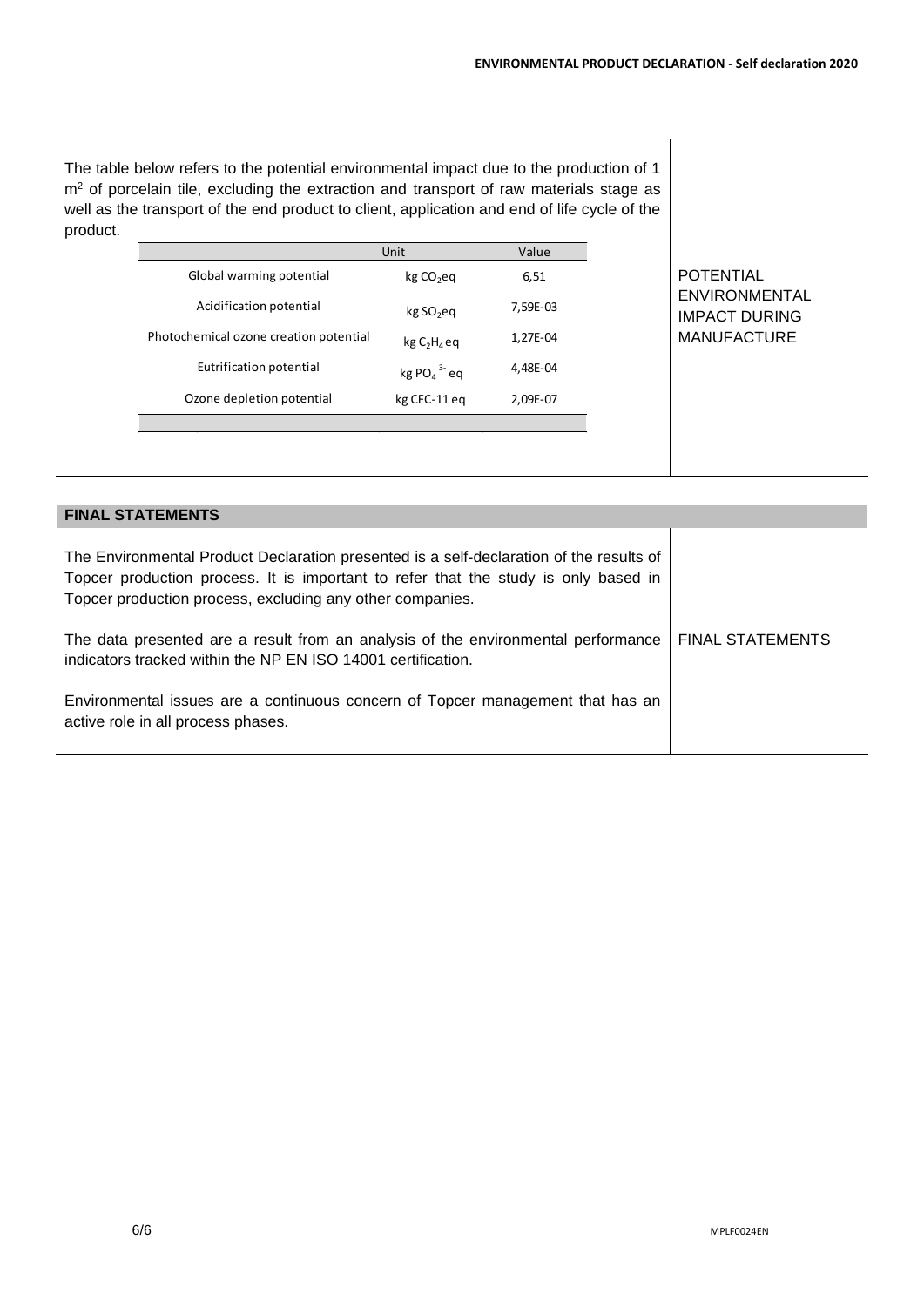The table below refers to the potential environmental impact due to the production of 1 $m^2$ of porcelain tile, excluding the extraction and transport of raw materials stage as well as the transport of the end product to client, application and end of life cycle of the product.

| | Unit | Value |
|---|---|---|
| Global warming potential | kg $CO_2$eq | 6,51 |
| Acidification potential | kg $SO_2$eq | 7,59E-03 |
| Photochemical ozone creation potential | kg $C_2H_4$ eq | 1,27E-04 |
| Eutrification potential | kg $PO_4^{3-}$ eq | 4,48E-04 |
| Ozone depletion potential | kg CFC-11 eq | 2,09E-07 |

POTENTIAL ENVIRONMENTAL IMPACT DURING MANUFACTURE

## FINAL STATEMENTS

The Environmental Product Declaration presented is a self-declaration of the results of Topcer production process. It is important to refer that the study is only based in Topcer production process, excluding any other companies.

The data presented are a result from an analysis of the environmental performance indicators tracked within the NP EN ISO 14001 certification.

Environmental issues are a continuous concern of Topcer management that has an active role in all process phases.

FINAL STATEMENTS